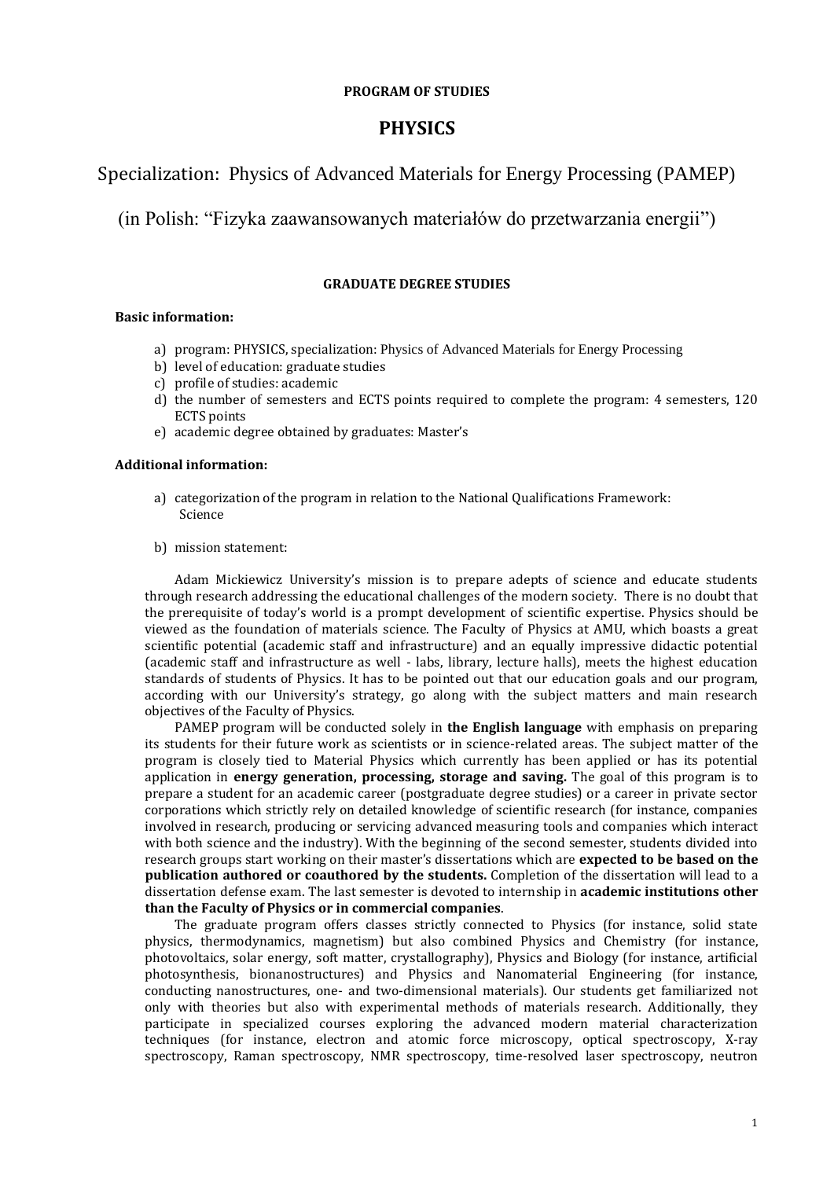**PROGRAM OF STUDIES**

# PHYSICS

## Specialization: Physics of Advanced Materials for Energy Processing (PAMEP)

## (in Polish: "Fizyka zaawansowanych materiałów do przetwarzania energii")

**GRADUATE DEGREE STUDIES**

**Basic information:**

a) program: PHYSICS, specialization: Physics of Advanced Materials for Energy Processing
b) level of education: graduate studies
c) profile of studies: academic
d) the number of semesters and ECTS points required to complete the program: 4 semesters, 120 ECTS points
e) academic degree obtained by graduates: Master's

**Additional information:**

a) categorization of the program in relation to the National Qualifications Framework: Science

b) mission statement:

Adam Mickiewicz University's mission is to prepare adepts of science and educate students through research addressing the educational challenges of the modern society. There is no doubt that the prerequisite of today's world is a prompt development of scientific expertise. Physics should be viewed as the foundation of materials science. The Faculty of Physics at AMU, which boasts a great scientific potential (academic staff and infrastructure) and an equally impressive didactic potential (academic staff and infrastructure as well - labs, library, lecture halls), meets the highest education standards of students of Physics. It has to be pointed out that our education goals and our program, according with our University's strategy, go along with the subject matters and main research objectives of the Faculty of Physics.

PAMEP program will be conducted solely in **the English language** with emphasis on preparing its students for their future work as scientists or in science-related areas. The subject matter of the program is closely tied to Material Physics which currently has been applied or has its potential application in **energy generation, processing, storage and saving.** The goal of this program is to prepare a student for an academic career (postgraduate degree studies) or a career in private sector corporations which strictly rely on detailed knowledge of scientific research (for instance, companies involved in research, producing or servicing advanced measuring tools and companies which interact with both science and the industry). With the beginning of the second semester, students divided into research groups start working on their master's dissertations which are **expected to be based on the publication authored or coauthored by the students.** Completion of the dissertation will lead to a dissertation defense exam. The last semester is devoted to internship in **academic institutions other than the Faculty of Physics or in commercial companies**.

The graduate program offers classes strictly connected to Physics (for instance, solid state physics, thermodynamics, magnetism) but also combined Physics and Chemistry (for instance, photovoltaics, solar energy, soft matter, crystallography), Physics and Biology (for instance, artificial photosynthesis, bionanostructures) and Physics and Nanomaterial Engineering (for instance, conducting nanostructures, one- and two-dimensional materials). Our students get familiarized not only with theories but also with experimental methods of materials research. Additionally, they participate in specialized courses exploring the advanced modern material characterization techniques (for instance, electron and atomic force microscopy, optical spectroscopy, X-ray spectroscopy, Raman spectroscopy, NMR spectroscopy, time-resolved laser spectroscopy, neutron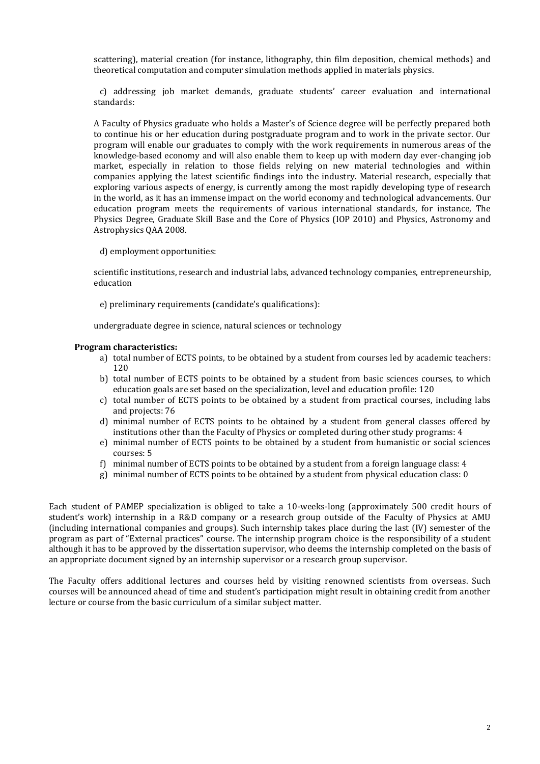scattering), material creation (for instance, lithography, thin film deposition, chemical methods) and theoretical computation and computer simulation methods applied in materials physics.

c) addressing job market demands, graduate students' career evaluation and international standards:

A Faculty of Physics graduate who holds a Master's of Science degree will be perfectly prepared both to continue his or her education during postgraduate program and to work in the private sector. Our program will enable our graduates to comply with the work requirements in numerous areas of the knowledge-based economy and will also enable them to keep up with modern day ever-changing job market, especially in relation to those fields relying on new material technologies and within companies applying the latest scientific findings into the industry. Material research, especially that exploring various aspects of energy, is currently among the most rapidly developing type of research in the world, as it has an immense impact on the world economy and technological advancements. Our education program meets the requirements of various international standards, for instance, The Physics Degree, Graduate Skill Base and the Core of Physics (IOP 2010) and Physics, Astronomy and Astrophysics QAA 2008.

d) employment opportunities:

scientific institutions, research and industrial labs, advanced technology companies, entrepreneurship, education

e) preliminary requirements (candidate's qualifications):

undergraduate degree in science, natural sciences or technology

**Program characteristics:**

a) total number of ECTS points, to be obtained by a student from courses led by academic teachers: 120
b) total number of ECTS points to be obtained by a student from basic sciences courses, to which education goals are set based on the specialization, level and education profile: 120
c) total number of ECTS points to be obtained by a student from practical courses, including labs and projects: 76
d) minimal number of ECTS points to be obtained by a student from general classes offered by institutions other than the Faculty of Physics or completed during other study programs: 4
e) minimal number of ECTS points to be obtained by a student from humanistic or social sciences courses: 5
f) minimal number of ECTS points to be obtained by a student from a foreign language class: 4
g) minimal number of ECTS points to be obtained by a student from physical education class: 0

Each student of PAMEP specialization is obliged to take a 10-weeks-long (approximately 500 credit hours of student's work) internship in a R&D company or a research group outside of the Faculty of Physics at AMU (including international companies and groups). Such internship takes place during the last (IV) semester of the program as part of "External practices" course. The internship program choice is the responsibility of a student although it has to be approved by the dissertation supervisor, who deems the internship completed on the basis of an appropriate document signed by an internship supervisor or a research group supervisor.

The Faculty offers additional lectures and courses held by visiting renowned scientists from overseas. Such courses will be announced ahead of time and student's participation might result in obtaining credit from another lecture or course from the basic curriculum of a similar subject matter.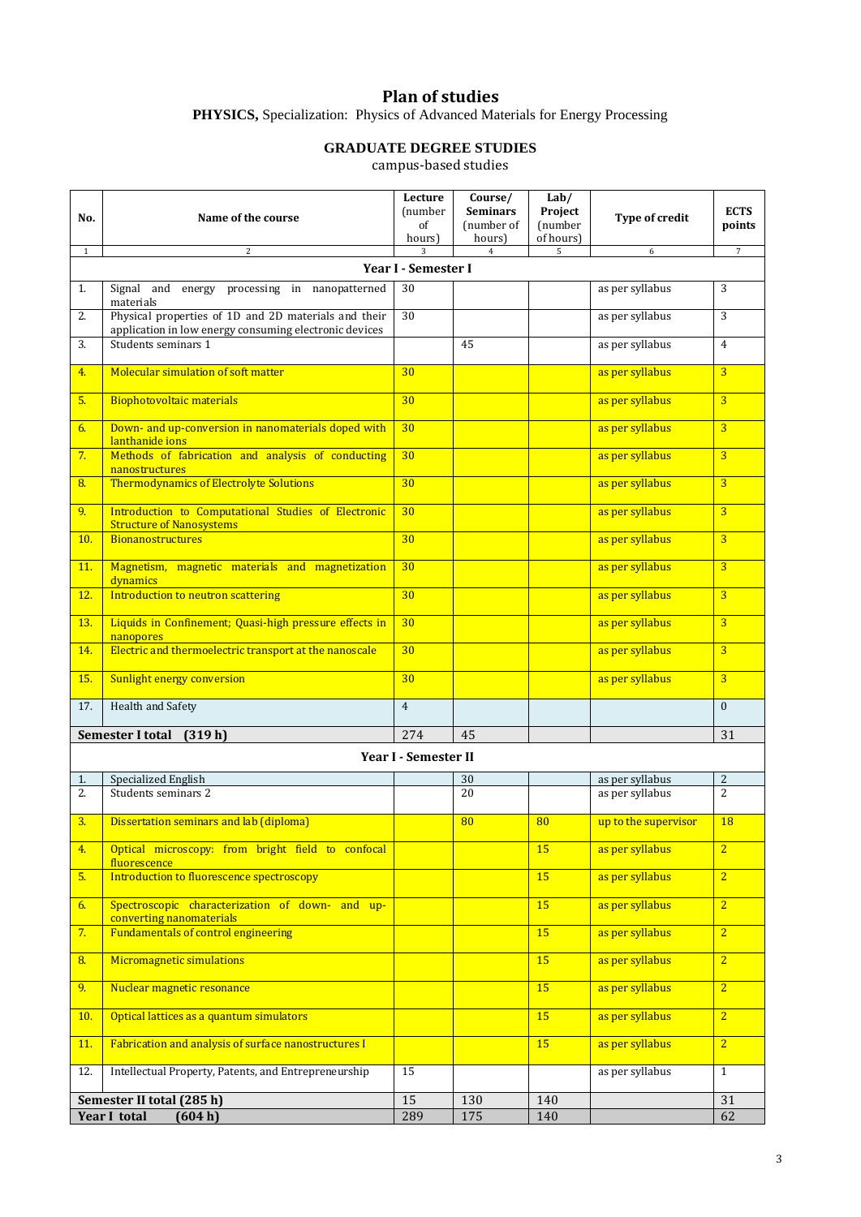# Plan of studies

**PHYSICS,** Specialization: Physics of Advanced Materials for Energy Processing

### GRADUATE DEGREE STUDIES

campus-based studies

| No. | Name of the course | Lecture (number of hours) | Course/ Seminars (number of hours) | Lab/ Project (number of hours) | Type of credit | ECTS points |
|---|---|---|---|---|---|---|
| 1 | 2 | 3 | 4 | 5 | 6 | 7 |
| **Year I - Semester I** | | | | | | |
| 1. | Signal and energy processing in nanopatterned materials | 30 | | | as per syllabus | 3 |
| 2. | Physical properties of 1D and 2D materials and their application in low energy consuming electronic devices | 30 | | | as per syllabus | 3 |
| 3. | Students seminars 1 | | 45 | | as per syllabus | 4 |
| 4. | Molecular simulation of soft matter | 30 | | | as per syllabus | 3 |
| 5. | Biophotovoltaic materials | 30 | | | as per syllabus | 3 |
| 6. | Down- and up-conversion in nanomaterials doped with lanthanide ions | 30 | | | as per syllabus | 3 |
| 7. | Methods of fabrication and analysis of conducting nanostructures | 30 | | | as per syllabus | 3 |
| 8. | Thermodynamics of Electrolyte Solutions | 30 | | | as per syllabus | 3 |
| 9. | Introduction to Computational Studies of Electronic Structure of Nanosystems | 30 | | | as per syllabus | 3 |
| 10. | Bionanostructures | 30 | | | as per syllabus | 3 |
| 11. | Magnetism, magnetic materials and magnetization dynamics | 30 | | | as per syllabus | 3 |
| 12. | Introduction to neutron scattering | 30 | | | as per syllabus | 3 |
| 13. | Liquids in Confinement; Quasi-high pressure effects in nanopores | 30 | | | as per syllabus | 3 |
| 14. | Electric and thermoelectric transport at the nanoscale | 30 | | | as per syllabus | 3 |
| 15. | Sunlight energy conversion | 30 | | | as per syllabus | 3 |
| 17. | Health and Safety | 4 | | | | 0 |
| **Semester I total (319 h)** | | 274 | 45 | | | 31 |
| **Year I - Semester II** | | | | | | |
| 1. | Specialized English | | 30 | | as per syllabus | 2 |
| 2. | Students seminars 2 | | 20 | | as per syllabus | 2 |
| 3. | Dissertation seminars and lab (diploma) | | 80 | 80 | up to the supervisor | 18 |
| 4. | Optical microscopy: from bright field to confocal fluorescence | | | 15 | as per syllabus | 2 |
| 5. | Introduction to fluorescence spectroscopy | | | 15 | as per syllabus | 2 |
| 6. | Spectroscopic characterization of down- and up-converting nanomaterials | | | 15 | as per syllabus | 2 |
| 7. | Fundamentals of control engineering | | | 15 | as per syllabus | 2 |
| 8. | Micromagnetic simulations | | | 15 | as per syllabus | 2 |
| 9. | Nuclear magnetic resonance | | | 15 | as per syllabus | 2 |
| 10. | Optical lattices as a quantum simulators | | | 15 | as per syllabus | 2 |
| 11. | Fabrication and analysis of surface nanostructures I | | | 15 | as per syllabus | 2 |
| 12. | Intellectual Property, Patents, and Entrepreneurship | 15 | | | as per syllabus | 1 |
| **Semester II total (285 h)** | | 15 | 130 | 140 | | 31 |
| **Year I total (604 h)** | | 289 | 175 | 140 | | 62 |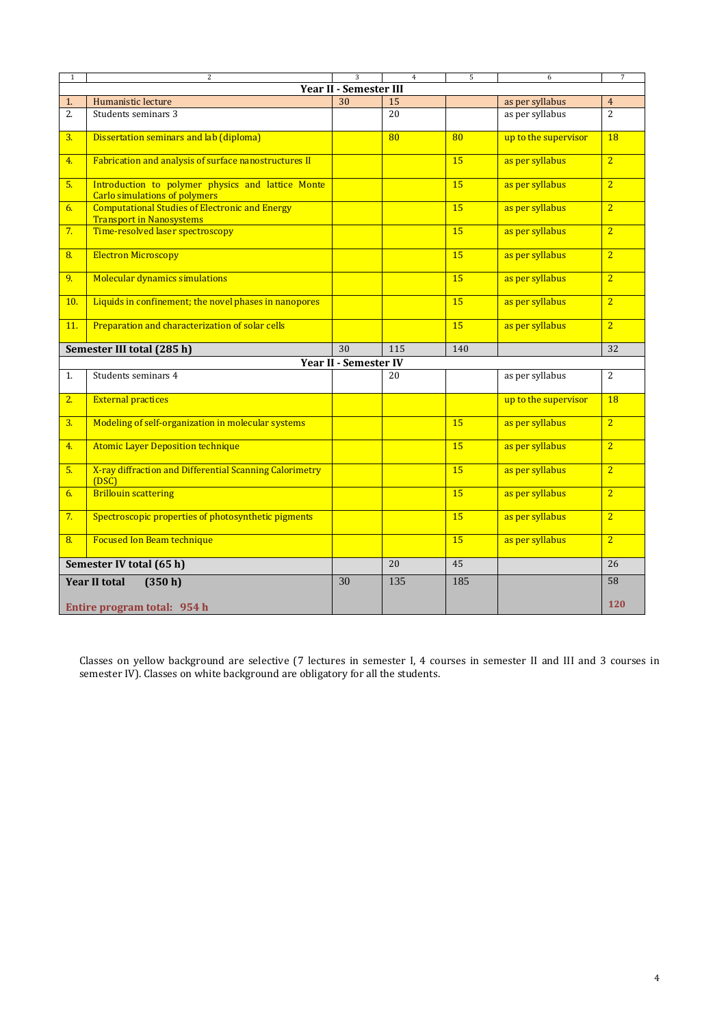| 1 | 2 | 3 | 4 | 5 | 6 | 7 |
|---|---|---|---|---|---|---|
| **Year II - Semester III** | | | | | | |
| 1. | Humanistic lecture | 30 | 15 | | as per syllabus | 4 |
| 2. | Students seminars 3 | | 20 | | as per syllabus | 2 |
| 3. | Dissertation seminars and lab (diploma) | | 80 | 80 | up to the supervisor | 18 |
| 4. | Fabrication and analysis of surface nanostructures II | | | 15 | as per syllabus | 2 |
| 5. | Introduction to polymer physics and lattice Monte Carlo simulations of polymers | | | 15 | as per syllabus | 2 |
| 6. | Computational Studies of Electronic and Energy Transport in Nanosystems | | | 15 | as per syllabus | 2 |
| 7. | Time-resolved laser spectroscopy | | | 15 | as per syllabus | 2 |
| 8. | Electron Microscopy | | | 15 | as per syllabus | 2 |
| 9. | Molecular dynamics simulations | | | 15 | as per syllabus | 2 |
| 10. | Liquids in confinement; the novel phases in nanopores | | | 15 | as per syllabus | 2 |
| 11. | Preparation and characterization of solar cells | | | 15 | as per syllabus | 2 |
| **Semester III total (285 h)** | | 30 | 115 | 140 | | 32 |
| **Year II - Semester IV** | | | | | | |
| 1. | Students seminars 4 | | 20 | | as per syllabus | 2 |
| 2. | External practices | | | | up to the supervisor | 18 |
| 3. | Modeling of self-organization in molecular systems | | | 15 | as per syllabus | 2 |
| 4. | Atomic Layer Deposition technique | | | 15 | as per syllabus | 2 |
| 5. | X-ray diffraction and Differential Scanning Calorimetry (DSC) | | | 15 | as per syllabus | 2 |
| 6. | Brillouin scattering | | | 15 | as per syllabus | 2 |
| 7. | Spectroscopic properties of photosynthetic pigments | | | 15 | as per syllabus | 2 |
| 8. | Focused Ion Beam technique | | | 15 | as per syllabus | 2 |
| **Semester IV total (65 h)** | | | 20 | 45 | | 26 |
| **Year II total (350 h)** <br> **Entire program total: 954 h** | | 30 | 135 | 185 | | 58 <br> **120** |

Classes on yellow background are selective (7 lectures in semester I, 4 courses in semester II and III and 3 courses in semester IV). Classes on white background are obligatory for all the students.